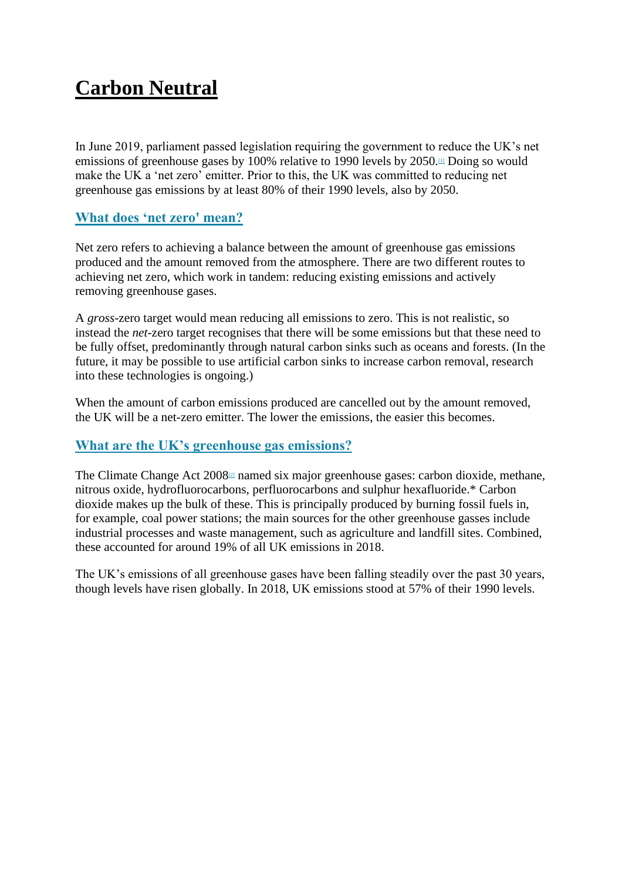# Carbon Neutral

In June 2019, parliament passed legislation requiring the government to reduce the UK's net emissions of greenhouse gases by 100% relative to 1990 levels by 2050.[1] Doing so would make the UK a 'net zero' emitter. Prior to this, the UK was committed to reducing net greenhouse gas emissions by at least 80% of their 1990 levels, also by 2050.

## What does 'net zero' mean?

Net zero refers to achieving a balance between the amount of greenhouse gas emissions produced and the amount removed from the atmosphere. There are two different routes to achieving net zero, which work in tandem: reducing existing emissions and actively removing greenhouse gases.

A *gross*-zero target would mean reducing all emissions to zero. This is not realistic, so instead the *net*-zero target recognises that there will be some emissions but that these need to be fully offset, predominantly through natural carbon sinks such as oceans and forests. (In the future, it may be possible to use artificial carbon sinks to increase carbon removal, research into these technologies is ongoing.)

When the amount of carbon emissions produced are cancelled out by the amount removed, the UK will be a net-zero emitter. The lower the emissions, the easier this becomes.

## What are the UK's greenhouse gas emissions?

The Climate Change Act 2008[2] named six major greenhouse gases: carbon dioxide, methane, nitrous oxide, hydrofluorocarbons, perfluorocarbons and sulphur hexafluoride.* Carbon dioxide makes up the bulk of these. This is principally produced by burning fossil fuels in, for example, coal power stations; the main sources for the other greenhouse gasses include industrial processes and waste management, such as agriculture and landfill sites. Combined, these accounted for around 19% of all UK emissions in 2018.

The UK's emissions of all greenhouse gases have been falling steadily over the past 30 years, though levels have risen globally. In 2018, UK emissions stood at 57% of their 1990 levels.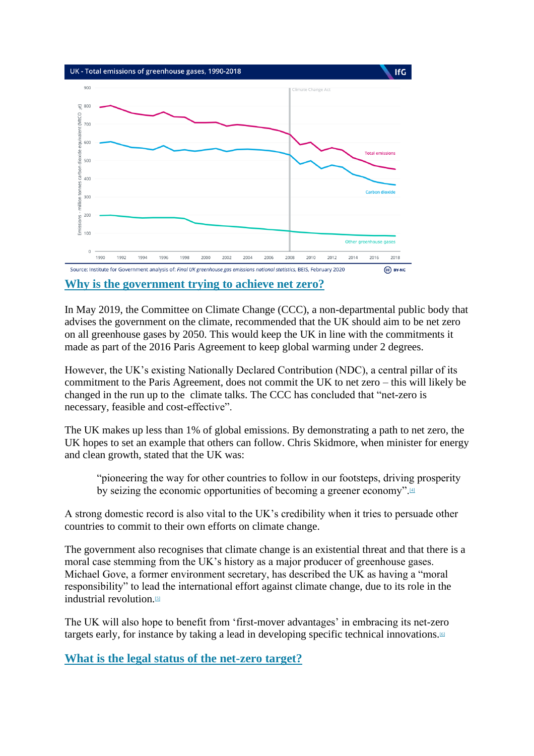UK - Total emissions of greenhouse gases, 1990-2018

Source: Institute for Government analysis of: *Final UK greenhouse gas emissions national statistics*, BEIS, February 2020

## Why is the government trying to achieve net zero?

In May 2019, the Committee on Climate Change (CCC), a non-departmental public body that advises the government on the climate, recommended that the UK should aim to be net zero on all greenhouse gases by 2050. This would keep the UK in line with the commitments it made as part of the 2016 Paris Agreement to keep global warming under 2 degrees.

However, the UK's existing Nationally Declared Contribution (NDC), a central pillar of its commitment to the Paris Agreement, does not commit the UK to net zero – this will likely be changed in the run up to the climate talks. The CCC has concluded that "net-zero is necessary, feasible and cost-effective".

The UK makes up less than 1% of global emissions. By demonstrating a path to net zero, the UK hopes to set an example that others can follow. Chris Skidmore, when minister for energy and clean growth, stated that the UK was:

> "pioneering the way for other countries to follow in our footsteps, driving prosperity by seizing the economic opportunities of becoming a greener economy".[4]

A strong domestic record is also vital to the UK's credibility when it tries to persuade other countries to commit to their own efforts on climate change.

The government also recognises that climate change is an existential threat and that there is a moral case stemming from the UK's history as a major producer of greenhouse gases. Michael Gove, a former environment secretary, has described the UK as having a "moral responsibility" to lead the international effort against climate change, due to its role in the industrial revolution.[5]

The UK will also hope to benefit from 'first-mover advantages' in embracing its net-zero targets early, for instance by taking a lead in developing specific technical innovations.[6]

## What is the legal status of the net-zero target?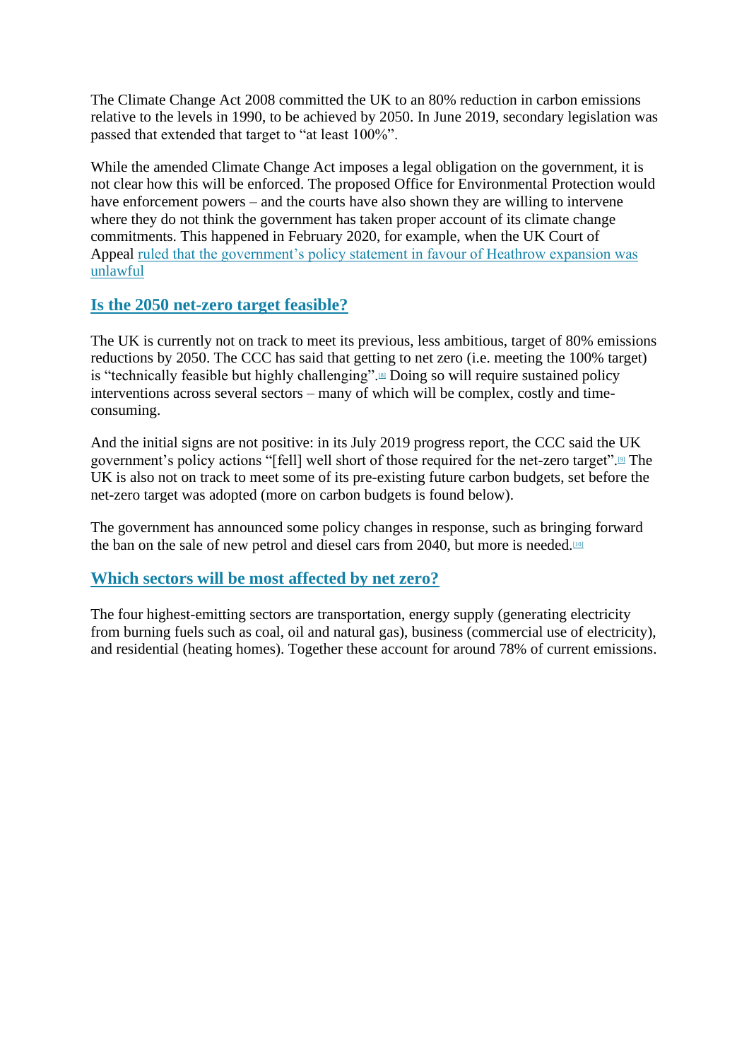The Climate Change Act 2008 committed the UK to an 80% reduction in carbon emissions relative to the levels in 1990, to be achieved by 2050. In June 2019, secondary legislation was passed that extended that target to "at least 100%".

While the amended Climate Change Act imposes a legal obligation on the government, it is not clear how this will be enforced. The proposed Office for Environmental Protection would have enforcement powers – and the courts have also shown they are willing to intervene where they do not think the government has taken proper account of its climate change commitments. This happened in February 2020, for example, when the UK Court of Appeal ruled that the government's policy statement in favour of Heathrow expansion was unlawful

## Is the 2050 net-zero target feasible?

The UK is currently not on track to meet its previous, less ambitious, target of 80% emissions reductions by 2050. The CCC has said that getting to net zero (i.e. meeting the 100% target) is "technically feasible but highly challenging".[8] Doing so will require sustained policy interventions across several sectors – many of which will be complex, costly and time-consuming.

And the initial signs are not positive: in its July 2019 progress report, the CCC said the UK government's policy actions "[fell] well short of those required for the net-zero target".[9] The UK is also not on track to meet some of its pre-existing future carbon budgets, set before the net-zero target was adopted (more on carbon budgets is found below).

The government has announced some policy changes in response, such as bringing forward the ban on the sale of new petrol and diesel cars from 2040, but more is needed.[10]

## Which sectors will be most affected by net zero?

The four highest-emitting sectors are transportation, energy supply (generating electricity from burning fuels such as coal, oil and natural gas), business (commercial use of electricity), and residential (heating homes). Together these account for around 78% of current emissions.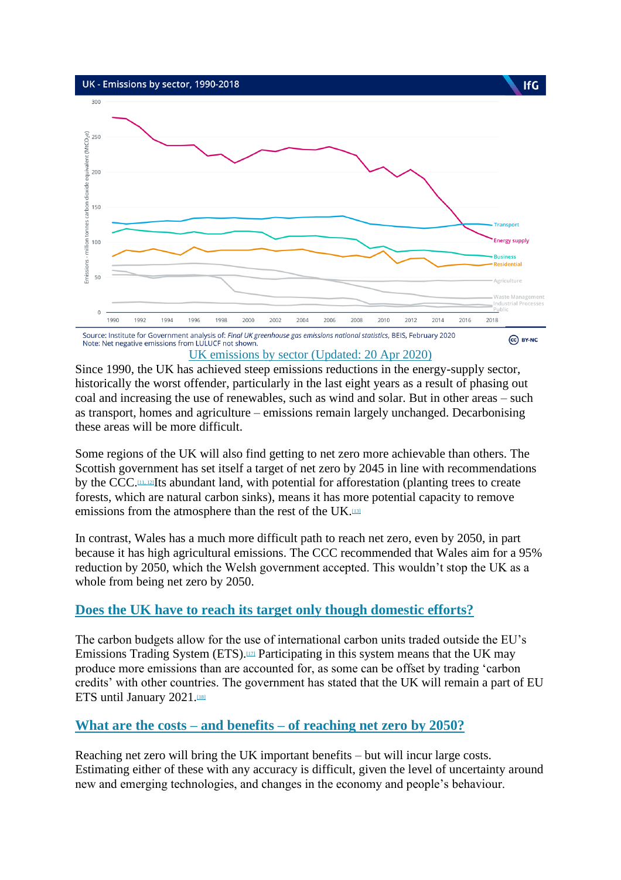UK - Emissions by sector, 1990-2018

Source: Institute for Government analysis of: *Final UK greenhouse gas emissions national statistics*, BEIS, February 2020
Note: Net negative emissions from LULUCF not shown.

[UK emissions by sector (Updated: 20 Apr 2020)]

Since 1990, the UK has achieved steep emissions reductions in the energy-supply sector, historically the worst offender, particularly in the last eight years as a result of phasing out coal and increasing the use of renewables, such as wind and solar. But in other areas – such as transport, homes and agriculture – emissions remain largely unchanged. Decarbonising these areas will be more difficult.

Some regions of the UK will also find getting to net zero more achievable than others. The Scottish government has set itself a target of net zero by 2045 in line with recommendations by the CCC.[11, 12] Its abundant land, with potential for afforestation (planting trees to create forests, which are natural carbon sinks), means it has more potential capacity to remove emissions from the atmosphere than the rest of the UK.[13]

In contrast, Wales has a much more difficult path to reach net zero, even by 2050, in part because it has high agricultural emissions. The CCC recommended that Wales aim for a 95% reduction by 2050, which the Welsh government accepted. This wouldn't stop the UK as a whole from being net zero by 2050.

## Does the UK have to reach its target only though domestic efforts?

The carbon budgets allow for the use of international carbon units traded outside the EU's Emissions Trading System (ETS).[17] Participating in this system means that the UK may produce more emissions than are accounted for, as some can be offset by trading 'carbon credits' with other countries. The government has stated that the UK will remain a part of EU ETS until January 2021.[18]

## What are the costs – and benefits – of reaching net zero by 2050?

Reaching net zero will bring the UK important benefits – but will incur large costs. Estimating either of these with any accuracy is difficult, given the level of uncertainty around new and emerging technologies, and changes in the economy and people's behaviour.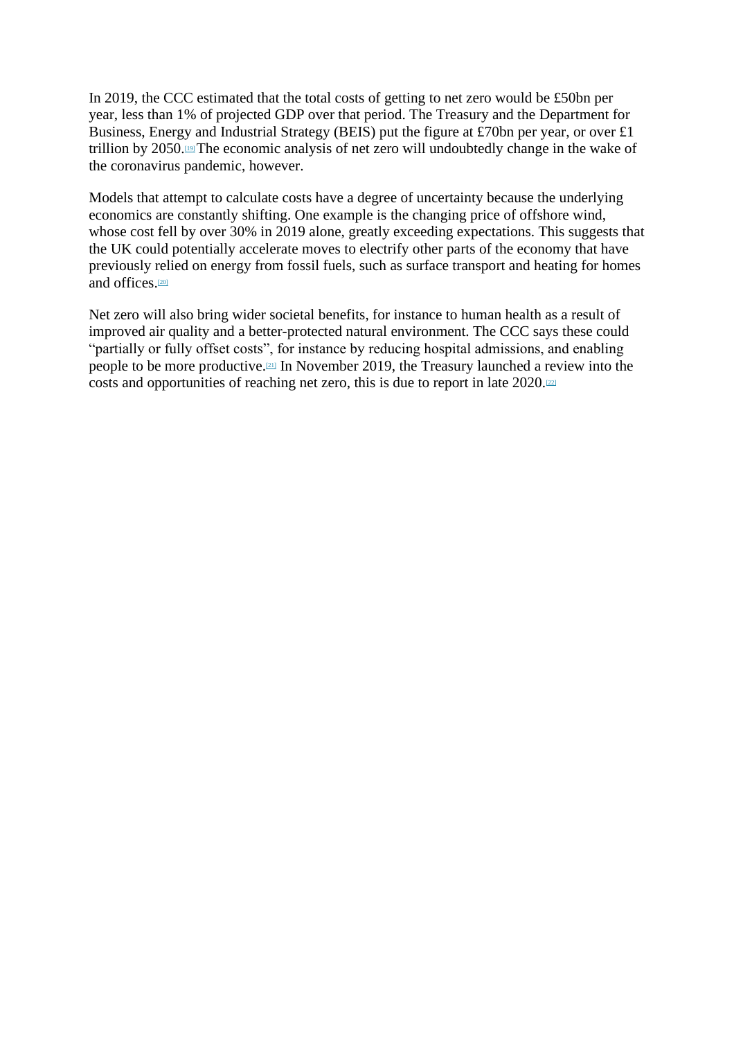In 2019, the CCC estimated that the total costs of getting to net zero would be £50bn per year, less than 1% of projected GDP over that period. The Treasury and the Department for Business, Energy and Industrial Strategy (BEIS) put the figure at £70bn per year, or over £1 trillion by 2050.[19] The economic analysis of net zero will undoubtedly change in the wake of the coronavirus pandemic, however.

Models that attempt to calculate costs have a degree of uncertainty because the underlying economics are constantly shifting. One example is the changing price of offshore wind, whose cost fell by over 30% in 2019 alone, greatly exceeding expectations. This suggests that the UK could potentially accelerate moves to electrify other parts of the economy that have previously relied on energy from fossil fuels, such as surface transport and heating for homes and offices.[20]

Net zero will also bring wider societal benefits, for instance to human health as a result of improved air quality and a better-protected natural environment. The CCC says these could "partially or fully offset costs", for instance by reducing hospital admissions, and enabling people to be more productive.[21] In November 2019, the Treasury launched a review into the costs and opportunities of reaching net zero, this is due to report in late 2020.[22]